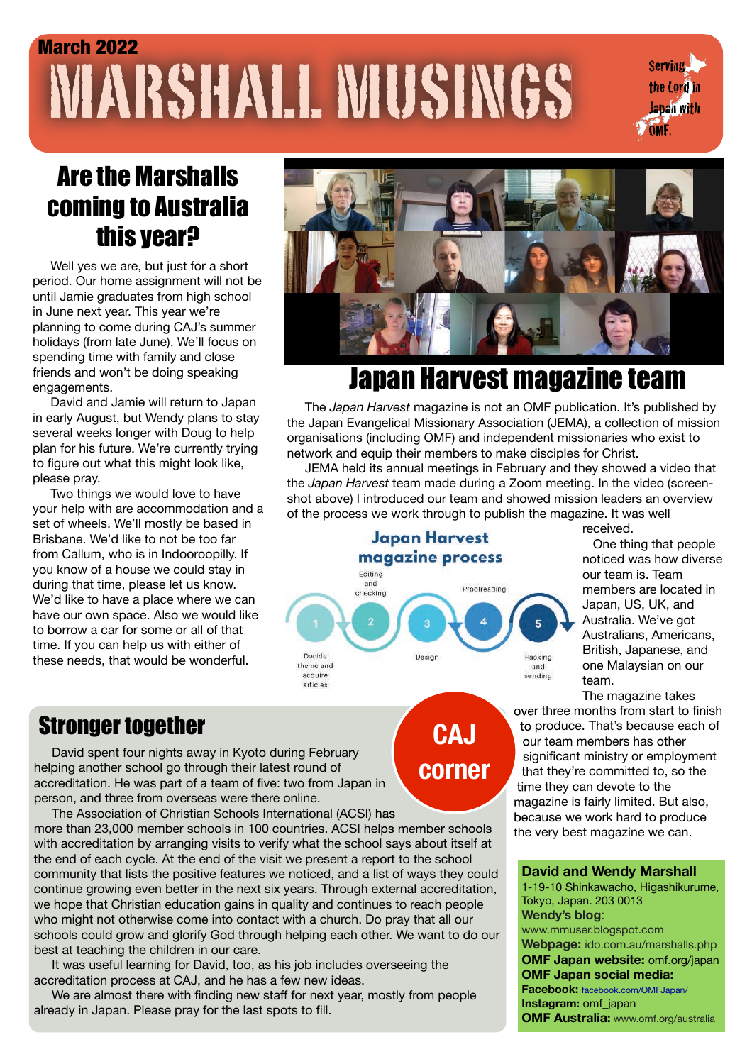March 2022

# MARSHALL MUSINGS

Serving the Lord in Japan with OMF.

## Are the Marshalls coming to Australia this year?

Well yes we are, but just for a short period. Our home assignment will not be until Jamie graduates from high school in June next year. This year we're planning to come during CAJ's summer holidays (from late June). We'll focus on spending time with family and close friends and won't be doing speaking engagements.

David and Jamie will return to Japan in early August, but Wendy plans to stay several weeks longer with Doug to help plan for his future. We're currently trying to figure out what this might look like, please pray.

Two things we would love to have your help with are accommodation and a set of wheels. We'll mostly be based in Brisbane. We'd like to not be too far from Callum, who is in Indooroopilly. If you know of a house we could stay in during that time, please let us know. We'd like to have a place where we can have our own space. Also we would like to borrow a car for some or all of that time. If you can help us with either of these needs, that would be wonderful.

## Japan Harvest magazine team

The *Japan Harvest* magazine is not an OMF publication. It's published by the Japan Evangelical Missionary Association (JEMA), a collection of mission organisations (including OMF) and independent missionaries who exist to network and equip their members to make disciples for Christ.

JEMA held its annual meetings in February and they showed a video that the *Japan Harvest* team made during a Zoom meeting. In the video (screen-shot above) I introduced our team and showed mission leaders an overview of the process we work through to publish the magazine. It was well received.

Japan Harvest magazine process

1 Decide theme and acquire articles
2 Editing and checking
3 Design
4 Proofreading
5 Packing and sending

One thing that people noticed was how diverse our team is. Team members are located in Japan, US, UK, and Australia. We've got Australians, Americans, British, Japanese, and one Malaysian on our team.

The magazine takes over three months from start to finish to produce. That's because each of our team members has other significant ministry or employment that they're committed to, so the time they can devote to the magazine is fairly limited. But also, because we work hard to produce the very best magazine we can.

## Stronger together

CAJ corner

David spent four nights away in Kyoto during February helping another school go through their latest round of accreditation. He was part of a team of five: two from Japan in person, and three from overseas were there online.

The Association of Christian Schools International (ACSI) has more than 23,000 member schools in 100 countries. ACSI helps member schools with accreditation by arranging visits to verify what the school says about itself at the end of each cycle. At the end of the visit we present a report to the school community that lists the positive features we noticed, and a list of ways they could continue growing even better in the next six years. Through external accreditation, we hope that Christian education gains in quality and continues to reach people who might not otherwise come into contact with a church. Do pray that all our schools could grow and glorify God through helping each other. We want to do our best at teaching the children in our care.

It was useful learning for David, too, as his job includes overseeing the accreditation process at CAJ, and he has a few new ideas.

We are almost there with finding new staff for next year, mostly from people already in Japan. Please pray for the last spots to fill.

**David and Wendy Marshall**
1-19-10 Shinkawacho, Higashikurume, Tokyo, Japan. 203 0013
**Wendy's blog**:
www.mmuser.blogspot.com
**Webpage:** ido.com.au/marshalls.php
**OMF Japan website:** omf.org/japan
**OMF Japan social media:**
**Facebook:** facebook.com/OMFJapan/
**Instagram:** omf_japan
**OMF Australia:** www.omf.org/australia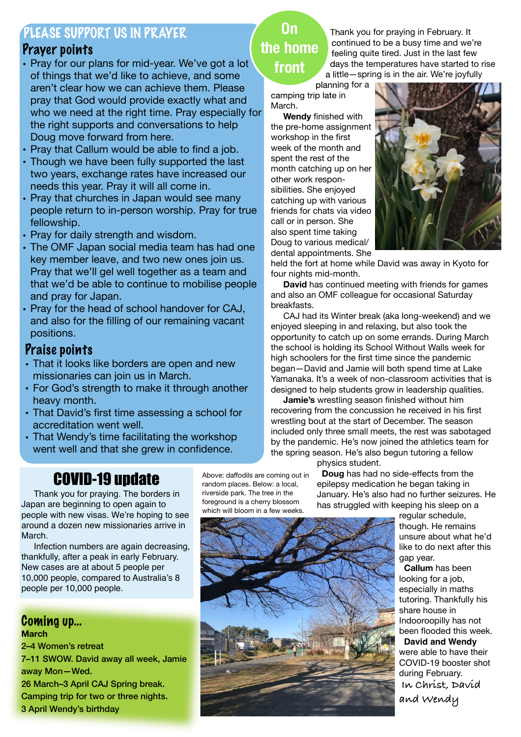## PLEASE SUPPORT US IN PRAYER

### Prayer points

- Pray for our plans for mid-year. We've got a lot of things that we'd like to achieve, and some aren't clear how we can achieve them. Please pray that God would provide exactly what and who we need at the right time. Pray especially for the right supports and conversations to help Doug move forward from here.
- Pray that Callum would be able to find a job.
- Though we have been fully supported the last two years, exchange rates have increased our needs this year. Pray it will all come in.
- Pray that churches in Japan would see many people return to in-person worship. Pray for true fellowship.
- Pray for daily strength and wisdom.
- The OMF Japan social media team has had one key member leave, and two new ones join us. Pray that we'll gel well together as a team and that we'd be able to continue to mobilise people and pray for Japan.
- Pray for the head of school handover for CAJ, and also for the filling of our remaining vacant positions.

### Praise points

- That it looks like borders are open and new missionaries can join us in March.
- For God's strength to make it through another heavy month.
- That David's first time assessing a school for accreditation went well.
- That Wendy's time facilitating the workshop went well and that she grew in confidence.

## COVID-19 update

Thank you for praying. The borders in Japan are beginning to open again to people with new visas. We're hoping to see around a dozen new missionaries arrive in March.

Infection numbers are again decreasing, thankfully, after a peak in early February. New cases are at about 5 people per 10,000 people, compared to Australia's 8 people per 10,000 people.

## Coming up...

**March**

2–4 Women's retreat

7–11 SWOW. David away all week, Jamie away Mon—Wed.

26 March–3 April CAJ Spring break. Camping trip for two or three nights.

3 April Wendy's birthday

## On the home front

Thank you for praying in February. It continued to be a busy time and we're feeling quite tired. Just in the last few days the temperatures have started to rise a little—spring is in the air. We're joyfully planning for a camping trip late in March.

**Wendy** finished with the pre-home assignment workshop in the first week of the month and spent the rest of the month catching up on her other work responsibilities. She enjoyed catching up with various friends for chats via video call or in person. She also spent time taking Doug to various medical/dental appointments. She held the fort at home while David was away in Kyoto for four nights mid-month.

**David** has continued meeting with friends for games and also an OMF colleague for occasional Saturday breakfasts.

CAJ had its Winter break (aka long-weekend) and we enjoyed sleeping in and relaxing, but also took the opportunity to catch up on some errands. During March the school is holding its School Without Walls week for high schoolers for the first time since the pandemic began—David and Jamie will both spend time at Lake Yamanaka. It's a week of non-classroom activities that is designed to help students grow in leadership qualities.

**Jamie's** wrestling season finished without him recovering from the concussion he received in his first wrestling bout at the start of December. The season included only three small meets, the rest was sabotaged by the pandemic. He's now joined the athletics team for the spring season. He's also begun tutoring a fellow physics student.

**Doug** has had no side-effects from the epilepsy medication he began taking in January. He's also had no further seizures. He has struggled with keeping his sleep on a regular schedule, though. He remains unsure about what he'd like to do next after this gap year.

**Callum** has been looking for a job, especially in maths tutoring. Thankfully his share house in Indooroopilly has not been flooded this week.

**David and Wendy** were able to have their COVID-19 booster shot during February.

In Christ, David and Wendy

Above: daffodils are coming out in random places. Below: a local, riverside park. The tree in the foreground is a cherry blossom which will bloom in a few weeks.